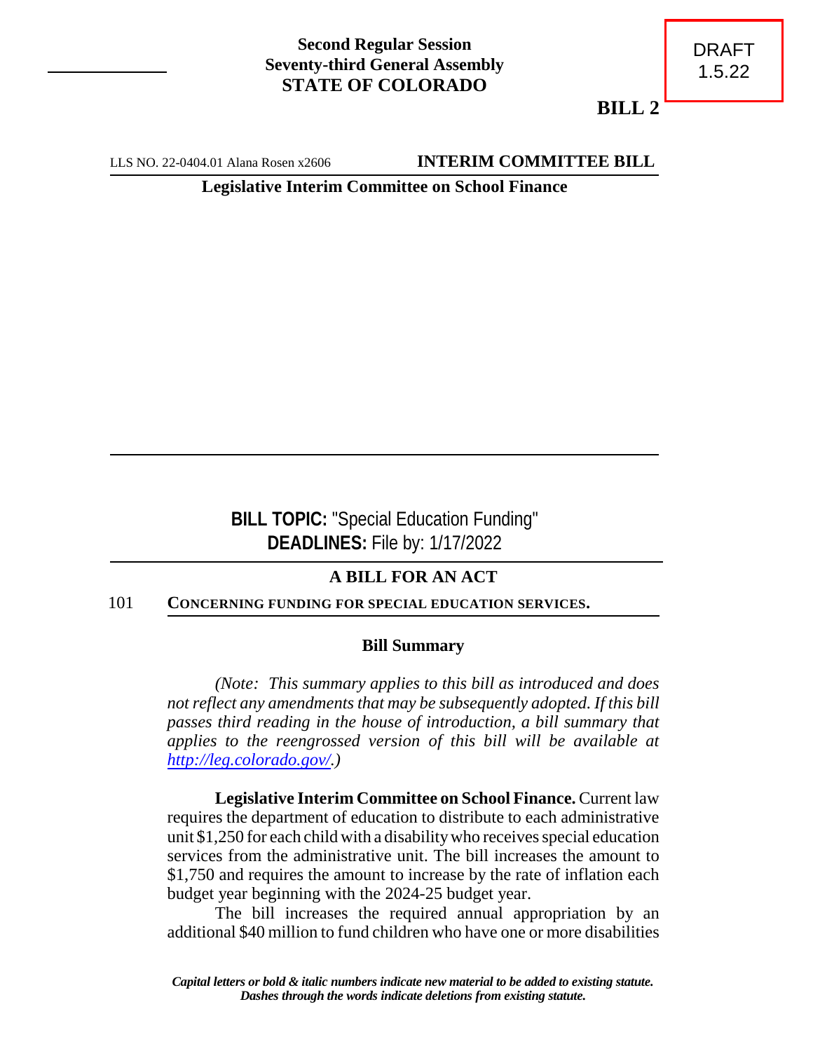**Second Regular Session**
**Seventy-third General Assembly**
**STATE OF COLORADO**

DRAFT
1.5.22

**BILL 2**

LLS NO. 22-0404.01 Alana Rosen x2606 **INTERIM COMMITTEE BILL**

**Legislative Interim Committee on School Finance**

**BILL TOPIC:** "Special Education Funding"
**DEADLINES:** File by: 1/17/2022

## A BILL FOR AN ACT

101 **CONCERNING FUNDING FOR SPECIAL EDUCATION SERVICES.**

### Bill Summary

*(Note: This summary applies to this bill as introduced and does not reflect any amendments that may be subsequently adopted. If this bill passes third reading in the house of introduction, a bill summary that applies to the reengrossed version of this bill will be available at [http://leg.colorado.gov/](http://leg.colorado.gov/).)*

**Legislative Interim Committee on School Finance.** Current law requires the department of education to distribute to each administrative unit $1,250 for each child with a disability who receives special education services from the administrative unit. The bill increases the amount to $1,750 and requires the amount to increase by the rate of inflation each budget year beginning with the 2024-25 budget year.

The bill increases the required annual appropriation by an additional $40 million to fund children who have one or more disabilities

*Capital letters or bold & italic numbers indicate new material to be added to existing statute.*
*Dashes through the words indicate deletions from existing statute.*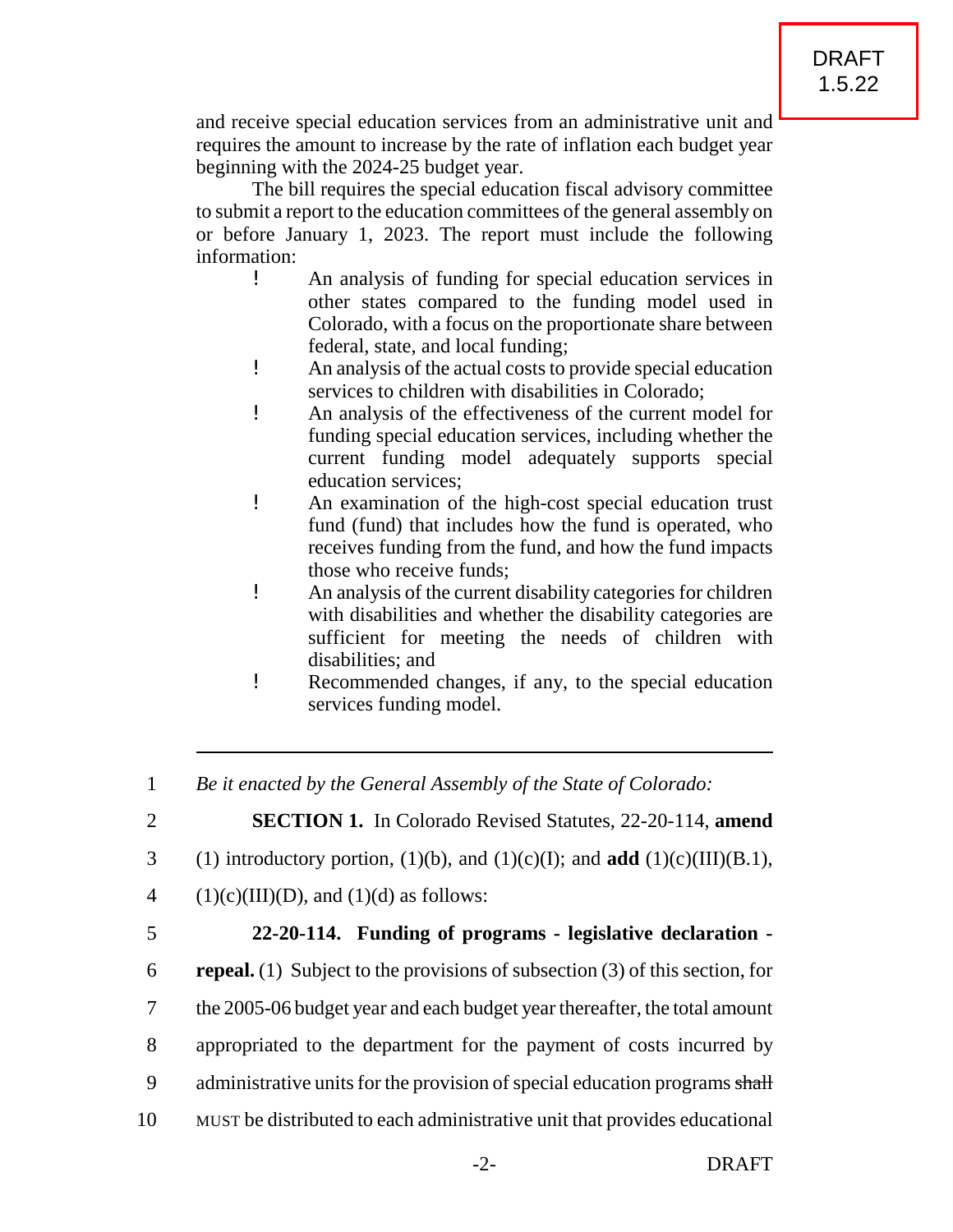and receive special education services from an administrative unit and requires the amount to increase by the rate of inflation each budget year beginning with the 2024-25 budget year.

The bill requires the special education fiscal advisory committee to submit a report to the education committees of the general assembly on or before January 1, 2023. The report must include the following information:

- An analysis of funding for special education services in other states compared to the funding model used in Colorado, with a focus on the proportionate share between federal, state, and local funding;
- An analysis of the actual costs to provide special education services to children with disabilities in Colorado;
- An analysis of the effectiveness of the current model for funding special education services, including whether the current funding model adequately supports special education services;
- An examination of the high-cost special education trust fund (fund) that includes how the fund is operated, who receives funding from the fund, and how the fund impacts those who receive funds;
- An analysis of the current disability categories for children with disabilities and whether the disability categories are sufficient for meeting the needs of children with disabilities; and
- Recommended changes, if any, to the special education services funding model.

---

1 *Be it enacted by the General Assembly of the State of Colorado:*

2 **SECTION 1.** In Colorado Revised Statutes, 22-20-114, **amend**

3 (1) introductory portion, (1)(b), and (1)(c)(I); and **add** (1)(c)(III)(B.1),

4 (1)(c)(III)(D), and (1)(d) as follows:

5 **22-20-114. Funding of programs - legislative declaration -**

6 **repeal.** (1) Subject to the provisions of subsection (3) of this section, for

7 the 2005-06 budget year and each budget year thereafter, the total amount

8 appropriated to the department for the payment of costs incurred by

9 administrative units for the provision of special education programs ~~shall~~

10 MUST be distributed to each administrative unit that provides educational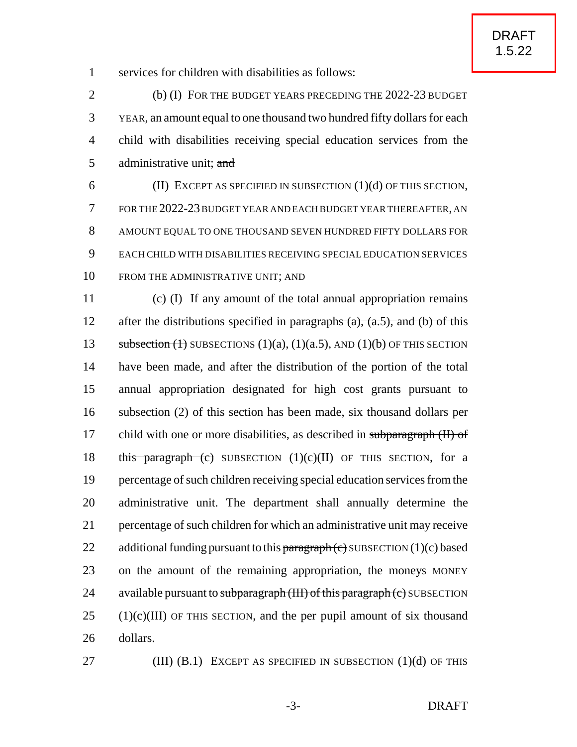services for children with disabilities as follows:

(b) (I) FOR THE BUDGET YEARS PRECEDING THE 2022-23 BUDGET YEAR, an amount equal to one thousand two hundred fifty dollars for each child with disabilities receiving special education services from the administrative unit; ~~and~~

(II) EXCEPT AS SPECIFIED IN SUBSECTION (1)(d) OF THIS SECTION, FOR THE 2022-23 BUDGET YEAR AND EACH BUDGET YEAR THEREAFTER, AN AMOUNT EQUAL TO ONE THOUSAND SEVEN HUNDRED FIFTY DOLLARS FOR EACH CHILD WITH DISABILITIES RECEIVING SPECIAL EDUCATION SERVICES FROM THE ADMINISTRATIVE UNIT; AND

(c) (I) If any amount of the total annual appropriation remains after the distributions specified in ~~paragraphs (a), (a.5), and (b) of this subsection (1)~~ SUBSECTIONS (1)(a), (1)(a.5), AND (1)(b) OF THIS SECTION have been made, and after the distribution of the portion of the total annual appropriation designated for high cost grants pursuant to subsection (2) of this section has been made, six thousand dollars per child with one or more disabilities, as described in ~~subparagraph (II) of this paragraph (c)~~ SUBSECTION (1)(c)(II) OF THIS SECTION, for a percentage of such children receiving special education services from the administrative unit. The department shall annually determine the percentage of such children for which an administrative unit may receive additional funding pursuant to this ~~paragraph (c)~~ SUBSECTION (1)(c) based on the amount of the remaining appropriation, the ~~moneys~~ MONEY available pursuant to ~~subparagraph (III) of this paragraph (c)~~ SUBSECTION (1)(c)(III) OF THIS SECTION, and the per pupil amount of six thousand dollars.

(III) (B.1) EXCEPT AS SPECIFIED IN SUBSECTION (1)(d) OF THIS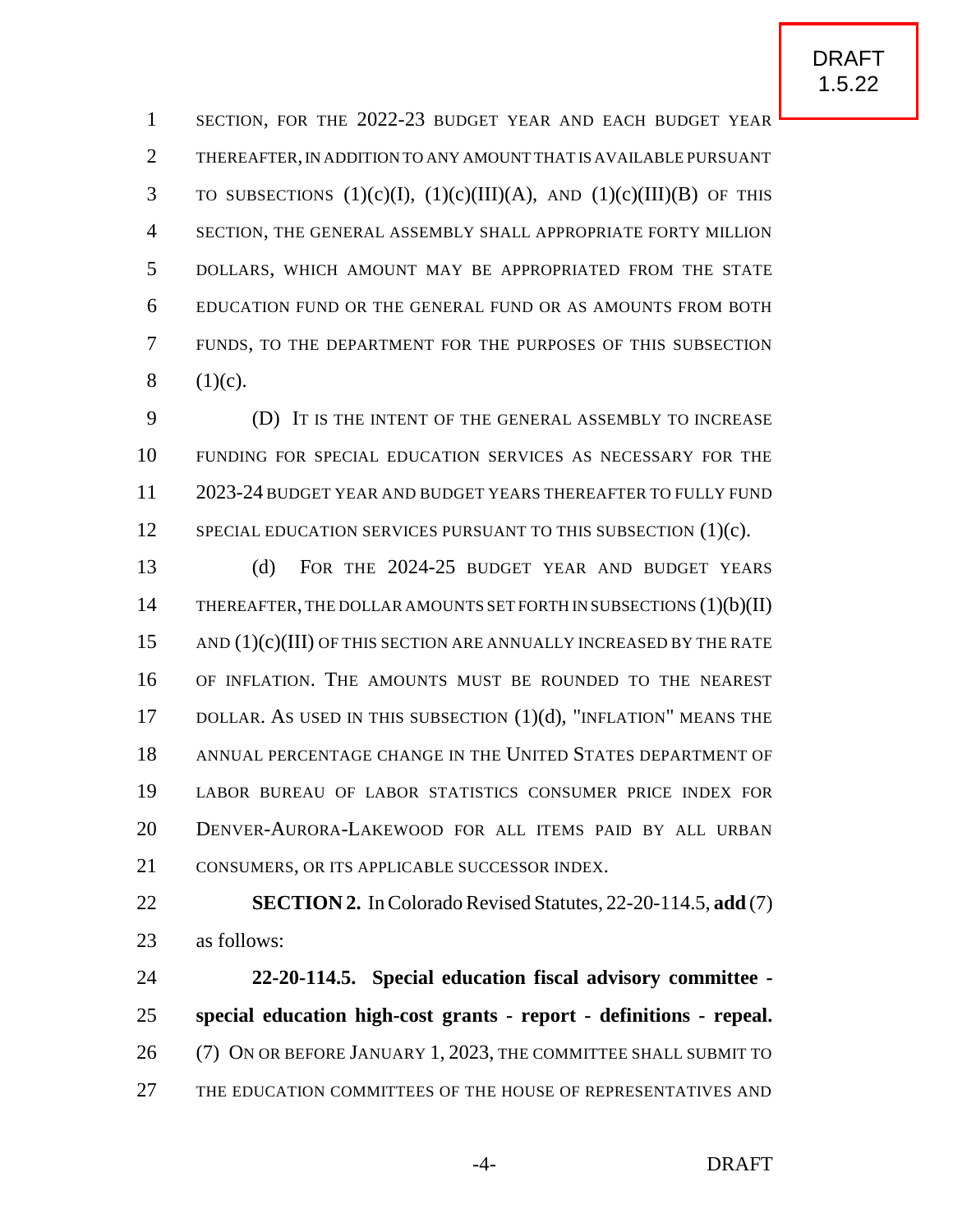SECTION, FOR THE 2022-23 BUDGET YEAR AND EACH BUDGET YEAR THEREAFTER, IN ADDITION TO ANY AMOUNT THAT IS AVAILABLE PURSUANT TO SUBSECTIONS (1)(c)(I), (1)(c)(III)(A), AND (1)(c)(III)(B) OF THIS SECTION, THE GENERAL ASSEMBLY SHALL APPROPRIATE FORTY MILLION DOLLARS, WHICH AMOUNT MAY BE APPROPRIATED FROM THE STATE EDUCATION FUND OR THE GENERAL FUND OR AS AMOUNTS FROM BOTH FUNDS, TO THE DEPARTMENT FOR THE PURPOSES OF THIS SUBSECTION (1)(c).

(D) IT IS THE INTENT OF THE GENERAL ASSEMBLY TO INCREASE FUNDING FOR SPECIAL EDUCATION SERVICES AS NECESSARY FOR THE 2023-24 BUDGET YEAR AND BUDGET YEARS THEREAFTER TO FULLY FUND SPECIAL EDUCATION SERVICES PURSUANT TO THIS SUBSECTION (1)(c).

(d) FOR THE 2024-25 BUDGET YEAR AND BUDGET YEARS THEREAFTER, THE DOLLAR AMOUNTS SET FORTH IN SUBSECTIONS (1)(b)(II) AND (1)(c)(III) OF THIS SECTION ARE ANNUALLY INCREASED BY THE RATE OF INFLATION. THE AMOUNTS MUST BE ROUNDED TO THE NEAREST DOLLAR. AS USED IN THIS SUBSECTION (1)(d), "INFLATION" MEANS THE ANNUAL PERCENTAGE CHANGE IN THE UNITED STATES DEPARTMENT OF LABOR BUREAU OF LABOR STATISTICS CONSUMER PRICE INDEX FOR DENVER-AURORA-LAKEWOOD FOR ALL ITEMS PAID BY ALL URBAN CONSUMERS, OR ITS APPLICABLE SUCCESSOR INDEX.

**SECTION 2.** In Colorado Revised Statutes, 22-20-114.5, **add** (7) as follows:

**22-20-114.5. Special education fiscal advisory committee - special education high-cost grants - report - definitions - repeal.** (7) ON OR BEFORE JANUARY 1, 2023, THE COMMITTEE SHALL SUBMIT TO THE EDUCATION COMMITTEES OF THE HOUSE OF REPRESENTATIVES AND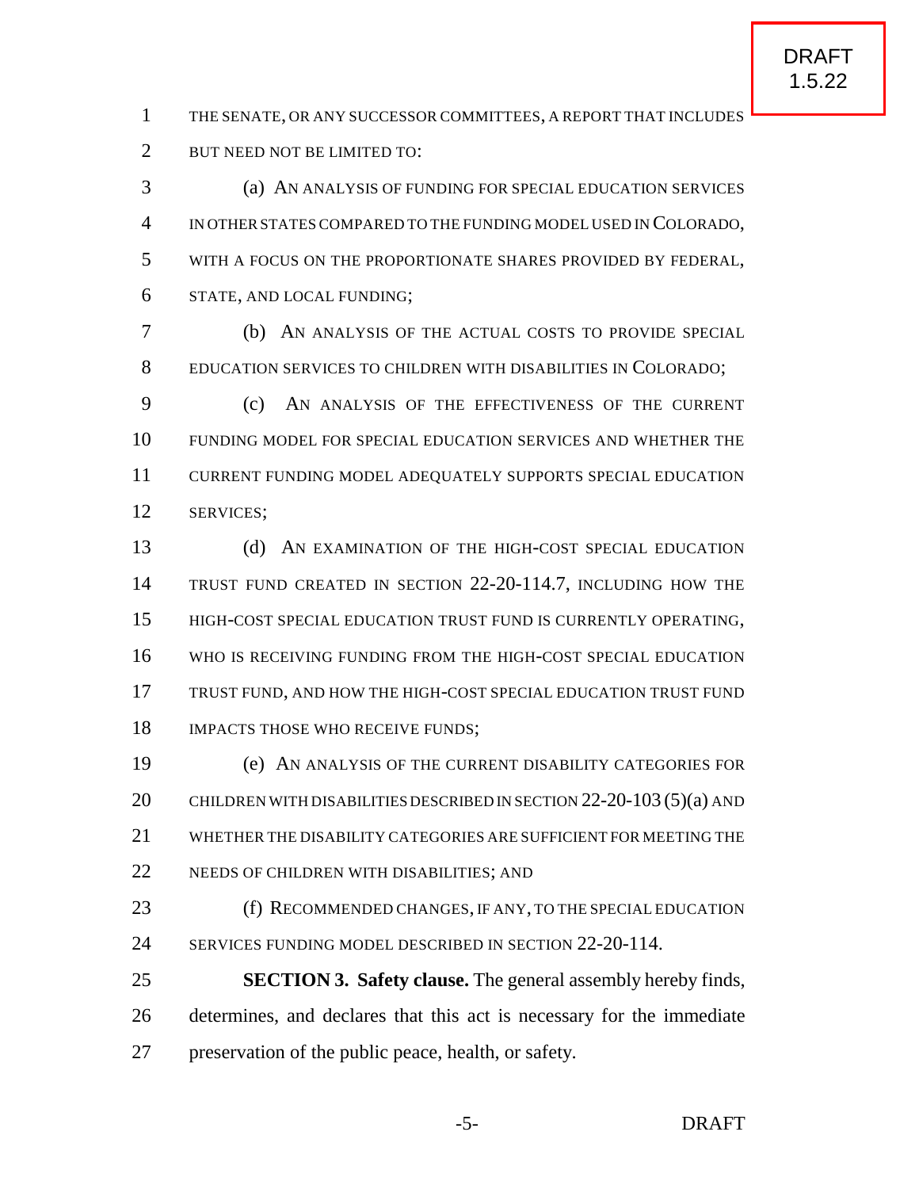THE SENATE, OR ANY SUCCESSOR COMMITTEES, A REPORT THAT INCLUDES BUT NEED NOT BE LIMITED TO:

(a) AN ANALYSIS OF FUNDING FOR SPECIAL EDUCATION SERVICES IN OTHER STATES COMPARED TO THE FUNDING MODEL USED IN COLORADO, WITH A FOCUS ON THE PROPORTIONATE SHARES PROVIDED BY FEDERAL, STATE, AND LOCAL FUNDING;

(b) AN ANALYSIS OF THE ACTUAL COSTS TO PROVIDE SPECIAL EDUCATION SERVICES TO CHILDREN WITH DISABILITIES IN COLORADO;

(c) AN ANALYSIS OF THE EFFECTIVENESS OF THE CURRENT FUNDING MODEL FOR SPECIAL EDUCATION SERVICES AND WHETHER THE CURRENT FUNDING MODEL ADEQUATELY SUPPORTS SPECIAL EDUCATION SERVICES;

(d) AN EXAMINATION OF THE HIGH-COST SPECIAL EDUCATION TRUST FUND CREATED IN SECTION 22-20-114.7, INCLUDING HOW THE HIGH-COST SPECIAL EDUCATION TRUST FUND IS CURRENTLY OPERATING, WHO IS RECEIVING FUNDING FROM THE HIGH-COST SPECIAL EDUCATION TRUST FUND, AND HOW THE HIGH-COST SPECIAL EDUCATION TRUST FUND IMPACTS THOSE WHO RECEIVE FUNDS;

(e) AN ANALYSIS OF THE CURRENT DISABILITY CATEGORIES FOR CHILDREN WITH DISABILITIES DESCRIBED IN SECTION 22-20-103 (5)(a) AND WHETHER THE DISABILITY CATEGORIES ARE SUFFICIENT FOR MEETING THE NEEDS OF CHILDREN WITH DISABILITIES; AND

(f) RECOMMENDED CHANGES, IF ANY, TO THE SPECIAL EDUCATION SERVICES FUNDING MODEL DESCRIBED IN SECTION 22-20-114.

**SECTION 3. Safety clause.** The general assembly hereby finds, determines, and declares that this act is necessary for the immediate preservation of the public peace, health, or safety.